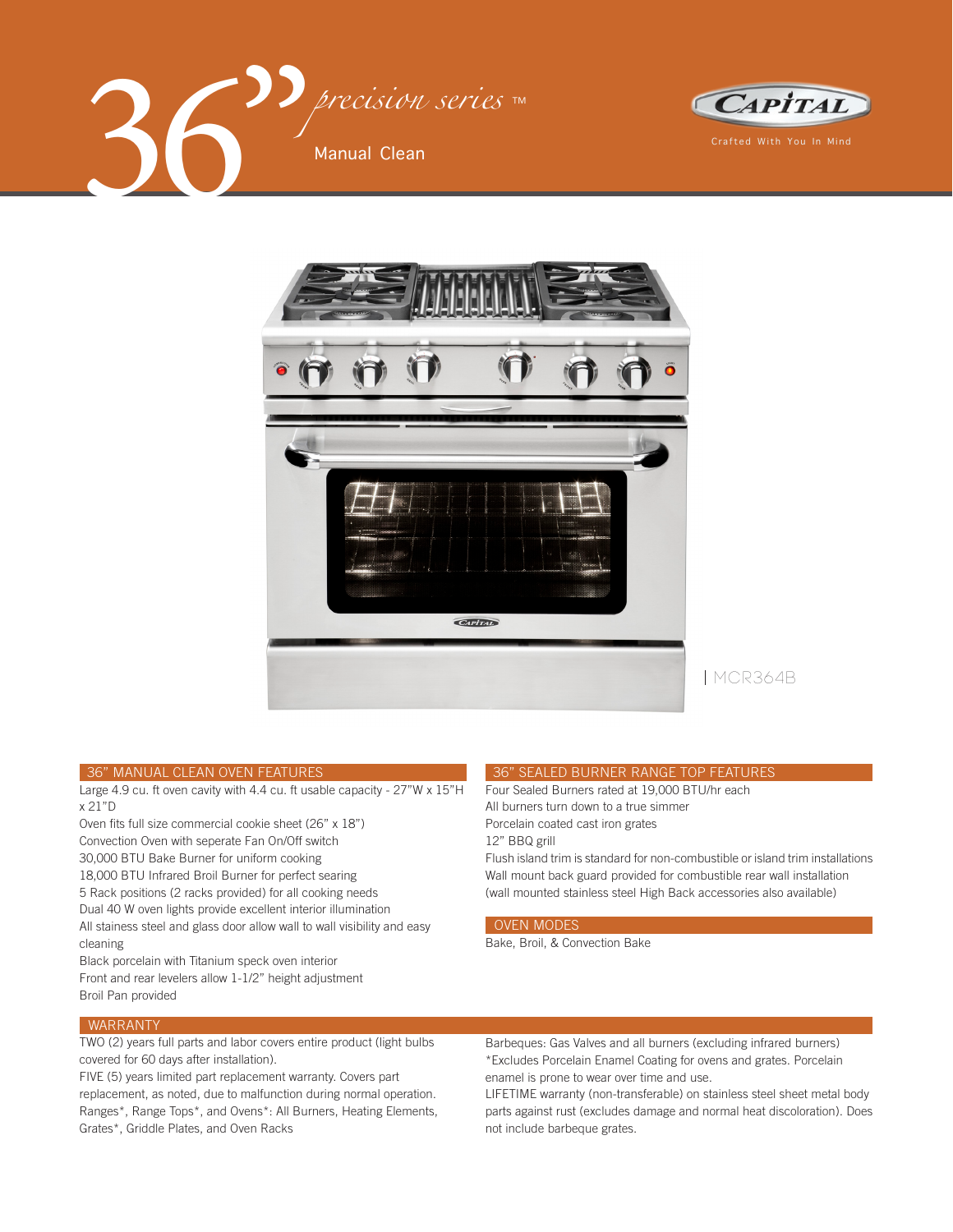# 36" precision series ™

Manual Clean

CAPITAL

Crafted With You In Mind

| MCR364B

## 36" MANUAL CLEAN OVEN FEATURES

Large 4.9 cu. ft oven cavity with 4.4 cu. ft usable capacity - 27"W x 15"H x 21"D
Oven fits full size commercial cookie sheet (26" x 18")
Convection Oven with seperate Fan On/Off switch
30,000 BTU Bake Burner for uniform cooking
18,000 BTU Infrared Broil Burner for perfect searing
5 Rack positions (2 racks provided) for all cooking needs
Dual 40 W oven lights provide excellent interior illumination
All stainess steel and glass door allow wall to wall visibility and easy cleaning
Black porcelain with Titanium speck oven interior
Front and rear levelers allow 1-1/2" height adjustment
Broil Pan provided

## 36" SEALED BURNER RANGE TOP FEATURES

Four Sealed Burners rated at 19,000 BTU/hr each
All burners turn down to a true simmer
Porcelain coated cast iron grates
12" BBQ grill
Flush island trim is standard for non-combustible or island trim installations
Wall mount back guard provided for combustible rear wall installation (wall mounted stainless steel High Back accessories also available)

## OVEN MODES

Bake, Broil, & Convection Bake

## WARRANTY

TWO (2) years full parts and labor covers entire product (light bulbs covered for 60 days after installation).
FIVE (5) years limited part replacement warranty. Covers part replacement, as noted, due to malfunction during normal operation. Ranges*, Range Tops*, and Ovens*: All Burners, Heating Elements, Grates*, Griddle Plates, and Oven Racks
Barbeques: Gas Valves and all burners (excluding infrared burners)
*Excludes Porcelain Enamel Coating for ovens and grates. Porcelain enamel is prone to wear over time and use.
LIFETIME warranty (non-transferable) on stainless steel sheet metal body parts against rust (excludes damage and normal heat discoloration). Does not include barbeque grates.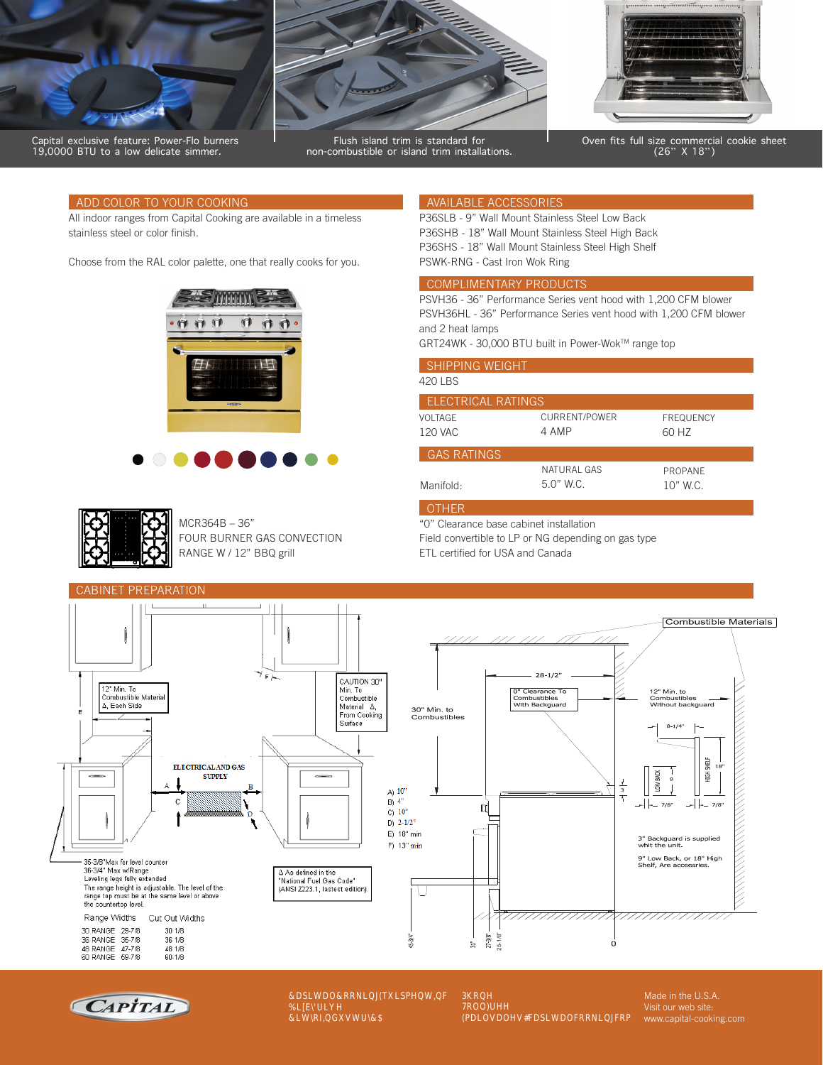Capital exclusive feature: Power-Flo burners 19,0000 BTU to a low delicate simmer.

Flush island trim is standard for non-combustible or island trim installations.

Oven fits full size commercial cookie sheet (26" X 18")

## ADD COLOR TO YOUR COOKING

All indoor ranges from Capital Cooking are available in a timeless stainless steel or color finish.

Choose from the RAL color palette, one that really cooks for you.

MCR364B – 36"
FOUR BURNER GAS CONVECTION RANGE W / 12" BBQ grill

## AVAILABLE ACCESSORIES

P36SLB - 9" Wall Mount Stainless Steel Low Back
P36SHB - 18" Wall Mount Stainless Steel High Back
P36SHS - 18" Wall Mount Stainless Steel High Shelf
PSWK-RNG - Cast Iron Wok Ring

## COMPLIMENTARY PRODUCTS

PSVH36 - 36" Performance Series vent hood with 1,200 CFM blower
PSVH36HL - 36" Performance Series vent hood with 1,200 CFM blower and 2 heat lamps
GRT24WK - 30,000 BTU built in Power-Wok™ range top

## SHIPPING WEIGHT

420 LBS

## ELECTRICAL RATINGS

| VOLTAGE | CURRENT/POWER | FREQUENCY |
|---|---|---|
| 120 VAC | 4 AMP | 60 HZ |

## GAS RATINGS

| | NATURAL GAS | PROPANE |
|---|---|---|
| Manifold: | 5.0" W.C. | 10" W.C. |

## OTHER

"0" Clearance base cabinet installation
Field convertible to LP or NG depending on gas type
ETL certified for USA and Canada

## CABINET PREPARATION

12" Min. To Combustible Material Δ, Each Side

CAUTION 30" Min. To Combustible Material Δ, From Cooking Surface

ELECTRICAL AND GAS SUPPLY

A) 10"
B) 4"
C) 10"
D) 2-1/2"
E) 18" min
F) 13" min

35-3/8" Max for level counter
36-3/4" Max w/Range
Leveling legs fully extended
The range height is adjustable. The level of the range top must be at the same level or above the countertop level.

Δ As defined in the "National Fuel Gas Code" (ANSI Z223.1, lastest edition).

| Range Widths | | Cut Out Widths |
|---|---|---|
| 30 RANGE | 29-7/8 | 30 1/8 |
| 36 RANGE | 35-7/8 | 36 1/8 |
| 48 RANGE | 47-7/8 | 48 1/8 |
| 60 RANGE | 59-7/8 | 60-1/8 |

Combustible Materials

28-1/2"

0" Clearance To Combustibles With Backguard

30" Min. to Combustibles

12" Min. to Combustibles Without backguard

8-1/4"

LOW BACK 9

HIGH SHELF 18"

3

7/8"

7/8"

3" Backguard is supplied whit the unit.

9" Low Back, or 18" High Shelf, Are acceesries.

45-3/4"

31"

27-3/8"

25-1/8"

0

Capital Cooking Equipment, Inc
Bixby Drive
City of Industry, CA

Phone
Toll free
Email sales@capitalcooking.com

Made in the U.S.A.
Visit our web site:
www.capital-cooking.com